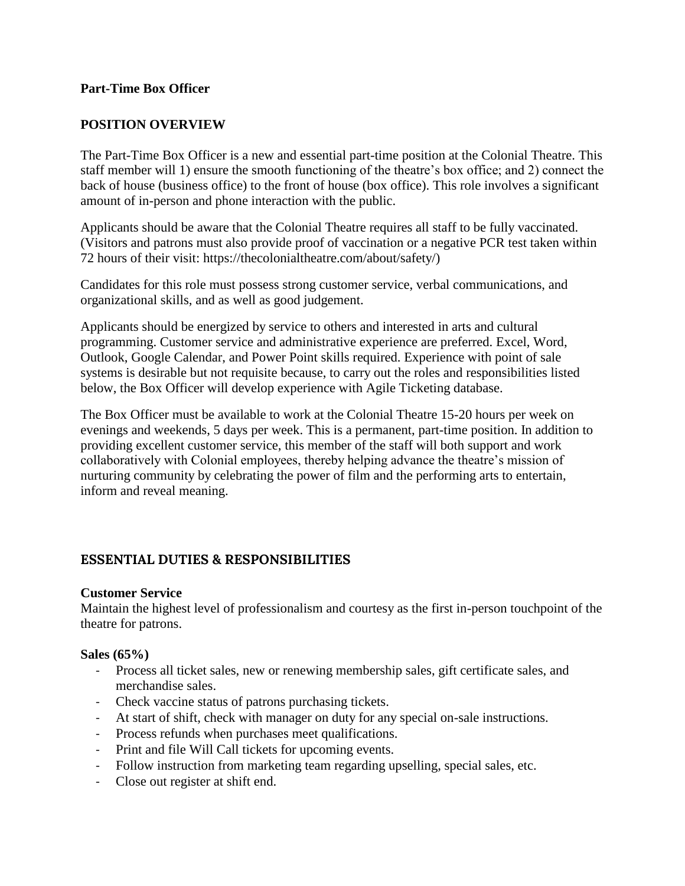**Part-Time Box Officer**

## POSITION OVERVIEW

The Part-Time Box Officer is a new and essential part-time position at the Colonial Theatre. This staff member will 1) ensure the smooth functioning of the theatre's box office; and 2) connect the back of house (business office) to the front of house (box office). This role involves a significant amount of in-person and phone interaction with the public.

Applicants should be aware that the Colonial Theatre requires all staff to be fully vaccinated. (Visitors and patrons must also provide proof of vaccination or a negative PCR test taken within 72 hours of their visit: https://thecolonialtheatre.com/about/safety/)

Candidates for this role must possess strong customer service, verbal communications, and organizational skills, and as well as good judgement.

Applicants should be energized by service to others and interested in arts and cultural programming. Customer service and administrative experience are preferred. Excel, Word, Outlook, Google Calendar, and Power Point skills required. Experience with point of sale systems is desirable but not requisite because, to carry out the roles and responsibilities listed below, the Box Officer will develop experience with Agile Ticketing database.

The Box Officer must be available to work at the Colonial Theatre 15-20 hours per week on evenings and weekends, 5 days per week. This is a permanent, part-time position. In addition to providing excellent customer service, this member of the staff will both support and work collaboratively with Colonial employees, thereby helping advance the theatre's mission of nurturing community by celebrating the power of film and the performing arts to entertain, inform and reveal meaning.

## ESSENTIAL DUTIES & RESPONSIBILITIES

**Customer Service**
Maintain the highest level of professionalism and courtesy as the first in-person touchpoint of the theatre for patrons.

**Sales (65%)**

- Process all ticket sales, new or renewing membership sales, gift certificate sales, and merchandise sales.
- Check vaccine status of patrons purchasing tickets.
- At start of shift, check with manager on duty for any special on-sale instructions.
- Process refunds when purchases meet qualifications.
- Print and file Will Call tickets for upcoming events.
- Follow instruction from marketing team regarding upselling, special sales, etc.
- Close out register at shift end.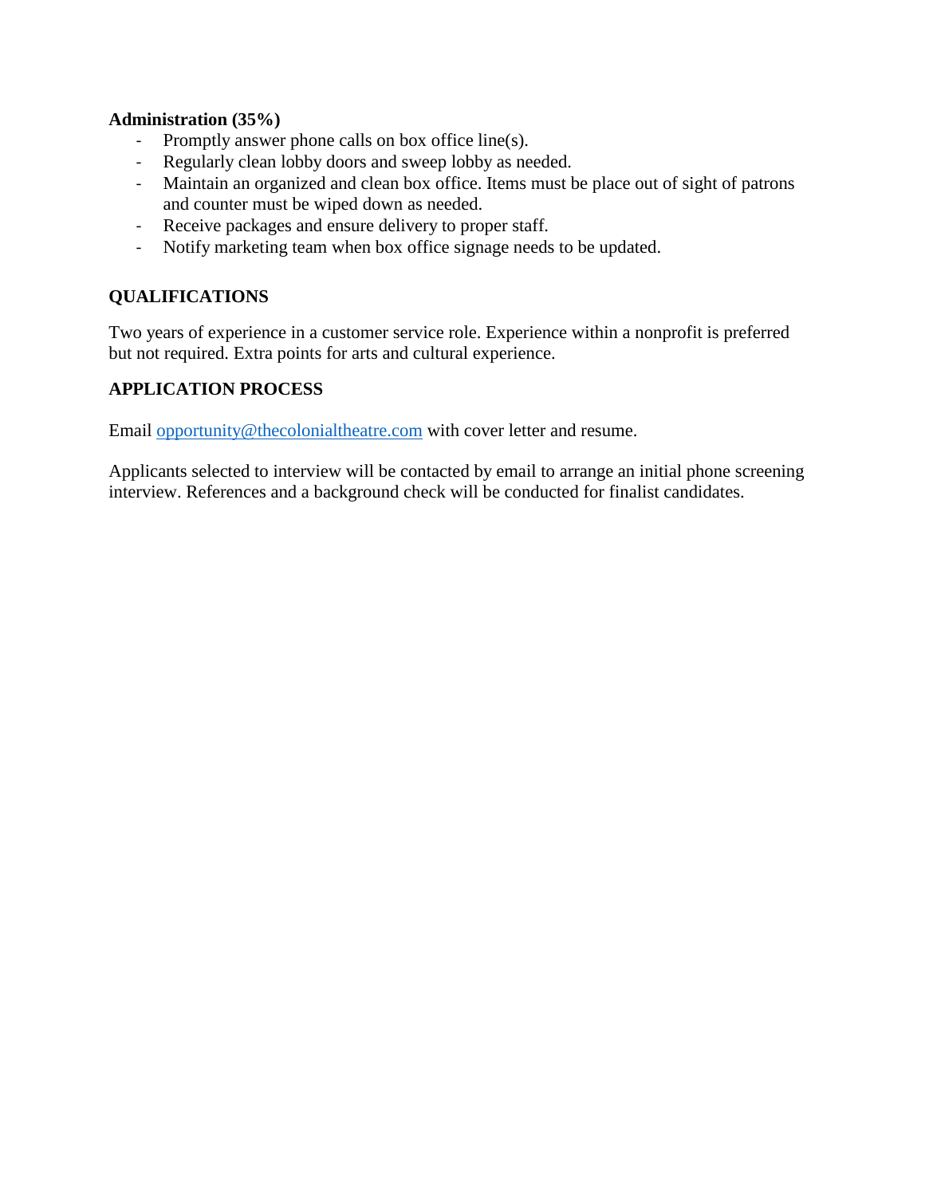**Administration (35%)**

- Promptly answer phone calls on box office line(s).
- Regularly clean lobby doors and sweep lobby as needed.
- Maintain an organized and clean box office. Items must be place out of sight of patrons and counter must be wiped down as needed.
- Receive packages and ensure delivery to proper staff.
- Notify marketing team when box office signage needs to be updated.

## QUALIFICATIONS

Two years of experience in a customer service role. Experience within a nonprofit is preferred but not required. Extra points for arts and cultural experience.

## APPLICATION PROCESS

Email opportunity@thecolonialtheatre.com with cover letter and resume.

Applicants selected to interview will be contacted by email to arrange an initial phone screening interview. References and a background check will be conducted for finalist candidates.